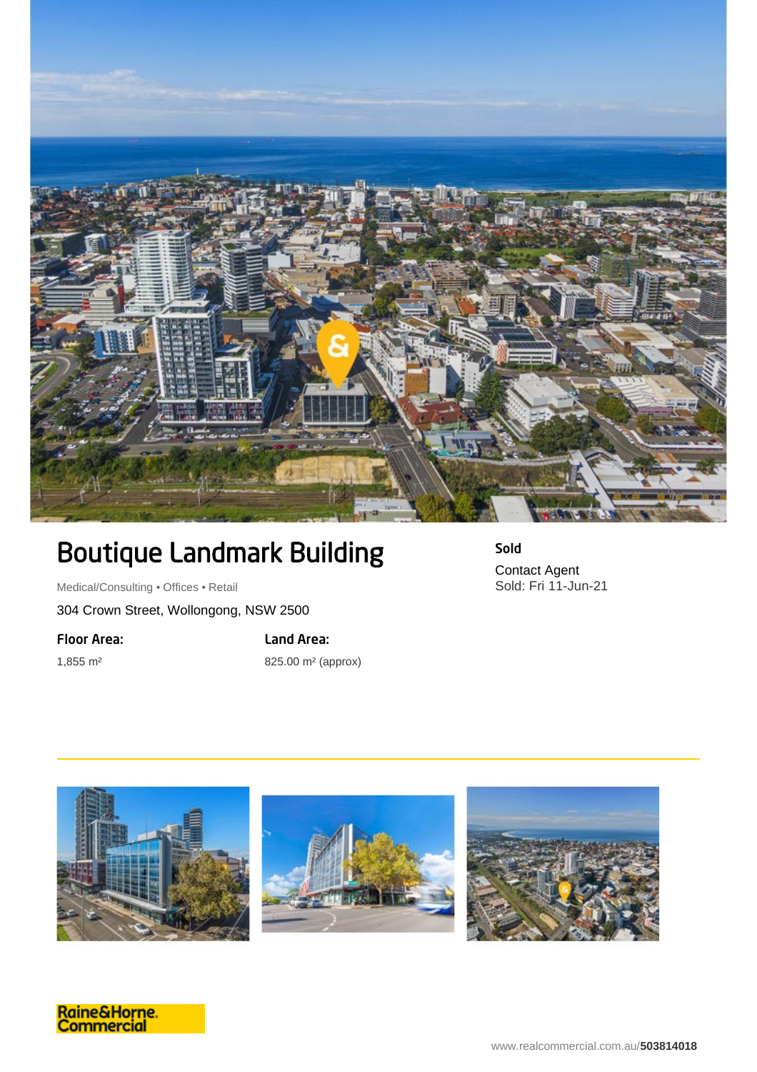# Boutique Landmark Building

Medical/Consulting • Offices • Retail

304 Crown Street, Wollongong, NSW 2500

**Floor Area:**

1,855 m²

**Land Area:**

825.00 m² (approx)

**Sold**

Contact Agent

Sold: Fri 11-Jun-21

Raine&Horne. Commercial

www.realcommercial.com.au/**503814018**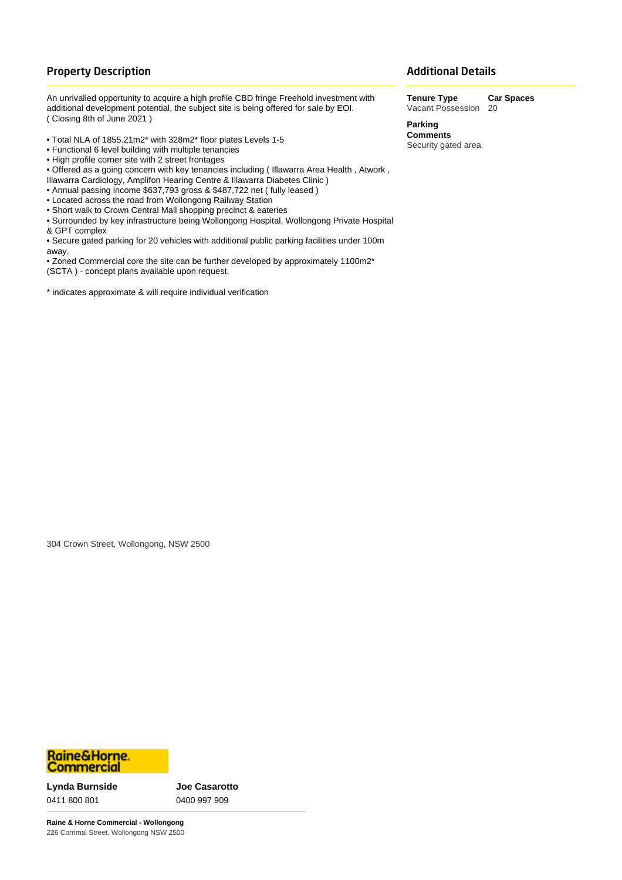## Property Description

An unrivalled opportunity to acquire a high profile CBD fringe Freehold investment with additional development potential, the subject site is being offered for sale by EOI. ( Closing 8th of June 2021 )

- Total NLA of 1855.21m2* with 328m2* floor plates Levels 1-5
- Functional 6 level building with multiple tenancies
- High profile corner site with 2 street frontages
- Offered as a going concern with key tenancies including ( Illawarra Area Health , Atwork , Illawarra Cardiology, Amplifon Hearing Centre & Illawarra Diabetes Clinic )
- Annual passing income $637,793 gross & $487,722 net ( fully leased )
- Located across the road from Wollongong Railway Station
- Short walk to Crown Central Mall shopping precinct & eateries
- Surrounded by key infrastructure being Wollongong Hospital, Wollongong Private Hospital & GPT complex
- Secure gated parking for 20 vehicles with additional public parking facilities under 100m away.
- Zoned Commercial core the site can be further developed by approximately 1100m2* (SCTA ) - concept plans available upon request.

* indicates approximate & will require individual verification

## Additional Details

**Tenure Type**
Vacant Possession

**Car Spaces**
20

**Parking Comments**
Security gated area

304 Crown Street, Wollongong, NSW 2500

Raine&Horne. Commercial

**Lynda Burnside**
0411 800 801

**Joe Casarotto**
0400 997 909

**Raine & Horne Commercial - Wollongong**
226 Corrimal Street, Wollongong NSW 2500